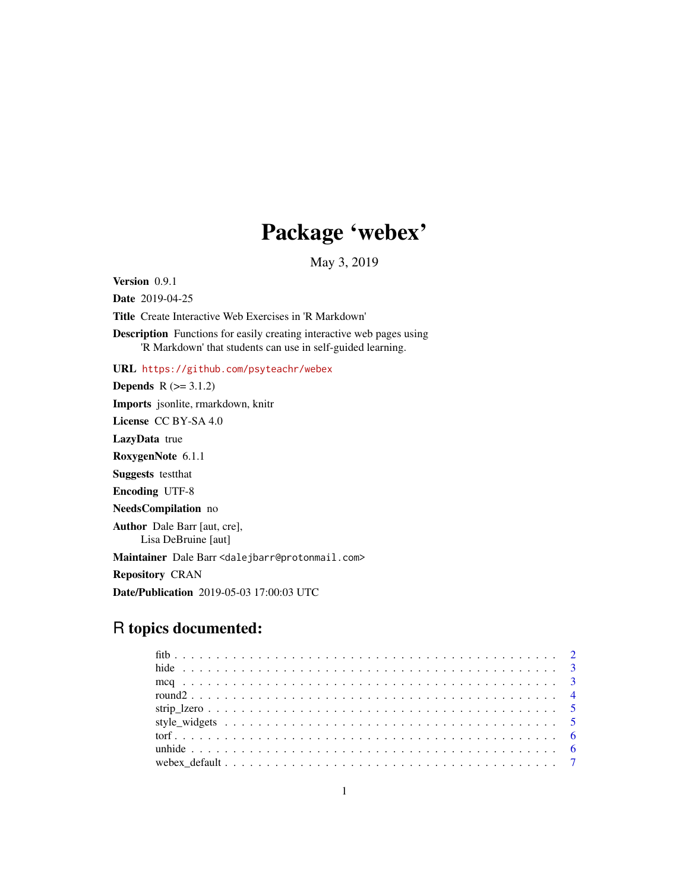# Package 'webex'

May 3, 2019

**Version** 0.9.1

**Date** 2019-04-25

**Title** Create Interactive Web Exercises in 'R Markdown'

**Description** Functions for easily creating interactive web pages using 'R Markdown' that students can use in self-guided learning.

**URL** https://github.com/psyteachr/webex

**Depends** R (>= 3.1.2)

**Imports** jsonlite, rmarkdown, knitr

**License** CC BY-SA 4.0

**LazyData** true

**RoxygenNote** 6.1.1

**Suggests** testthat

**Encoding** UTF-8

**NeedsCompilation** no

**Author** Dale Barr [aut, cre],
Lisa DeBruine [aut]

**Maintainer** Dale Barr <dalejbarr@protonmail.com>

**Repository** CRAN

**Date/Publication** 2019-05-03 17:00:03 UTC

## R topics documented:

- fitb . . . . . . . . . . . . . . . . . . . . . . . . . . . . . . . . . . . . . . . . . . 2
- hide . . . . . . . . . . . . . . . . . . . . . . . . . . . . . . . . . . . . . . . . . . 3
- mcq . . . . . . . . . . . . . . . . . . . . . . . . . . . . . . . . . . . . . . . . . . 3
- round2 . . . . . . . . . . . . . . . . . . . . . . . . . . . . . . . . . . . . . . . . . 4
- strip_lzero . . . . . . . . . . . . . . . . . . . . . . . . . . . . . . . . . . . . . . . 5
- style_widgets . . . . . . . . . . . . . . . . . . . . . . . . . . . . . . . . . . . . . 5
- torf . . . . . . . . . . . . . . . . . . . . . . . . . . . . . . . . . . . . . . . . . . 6
- unhide . . . . . . . . . . . . . . . . . . . . . . . . . . . . . . . . . . . . . . . . . 6
- webex_default . . . . . . . . . . . . . . . . . . . . . . . . . . . . . . . . . . . . . 7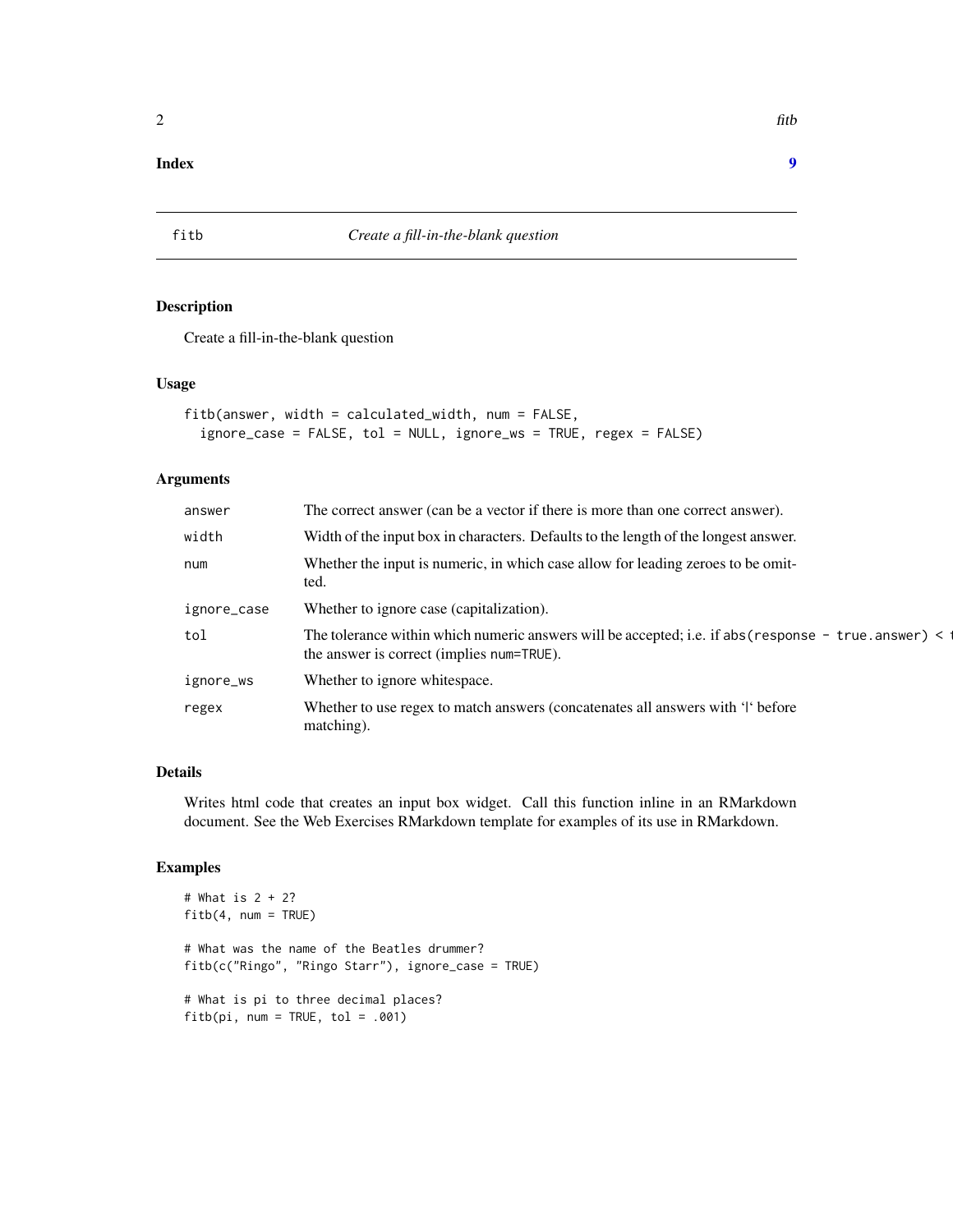**Index** **9**

## fitb *Create a fill-in-the-blank question*

### Description

Create a fill-in-the-blank question

### Usage

```
fitb(answer, width = calculated_width, num = FALSE,
  ignore_case = FALSE, tol = NULL, ignore_ws = TRUE, regex = FALSE)
```

### Arguments

| | |
|---|---|
| `answer` | The correct answer (can be a vector if there is more than one correct answer). |
| `width` | Width of the input box in characters. Defaults to the length of the longest answer. |
| `num` | Whether the input is numeric, in which case allow for leading zeroes to be omitted. |
| `ignore_case` | Whether to ignore case (capitalization). |
| `tol` | The tolerance within which numeric answers will be accepted; i.e. if `abs(response - true.answer) < t` the answer is correct (implies `num=TRUE`). |
| `ignore_ws` | Whether to ignore whitespace. |
| `regex` | Whether to use regex to match answers (concatenates all answers with '|' before matching). |

### Details

Writes html code that creates an input box widget. Call this function inline in an RMarkdown document. See the Web Exercises RMarkdown template for examples of its use in RMarkdown.

### Examples

```
# What is 2 + 2?
fitb(4, num = TRUE)

# What was the name of the Beatles drummer?
fitb(c("Ringo", "Ringo Starr"), ignore_case = TRUE)

# What is pi to three decimal places?
fitb(pi, num = TRUE, tol = .001)
```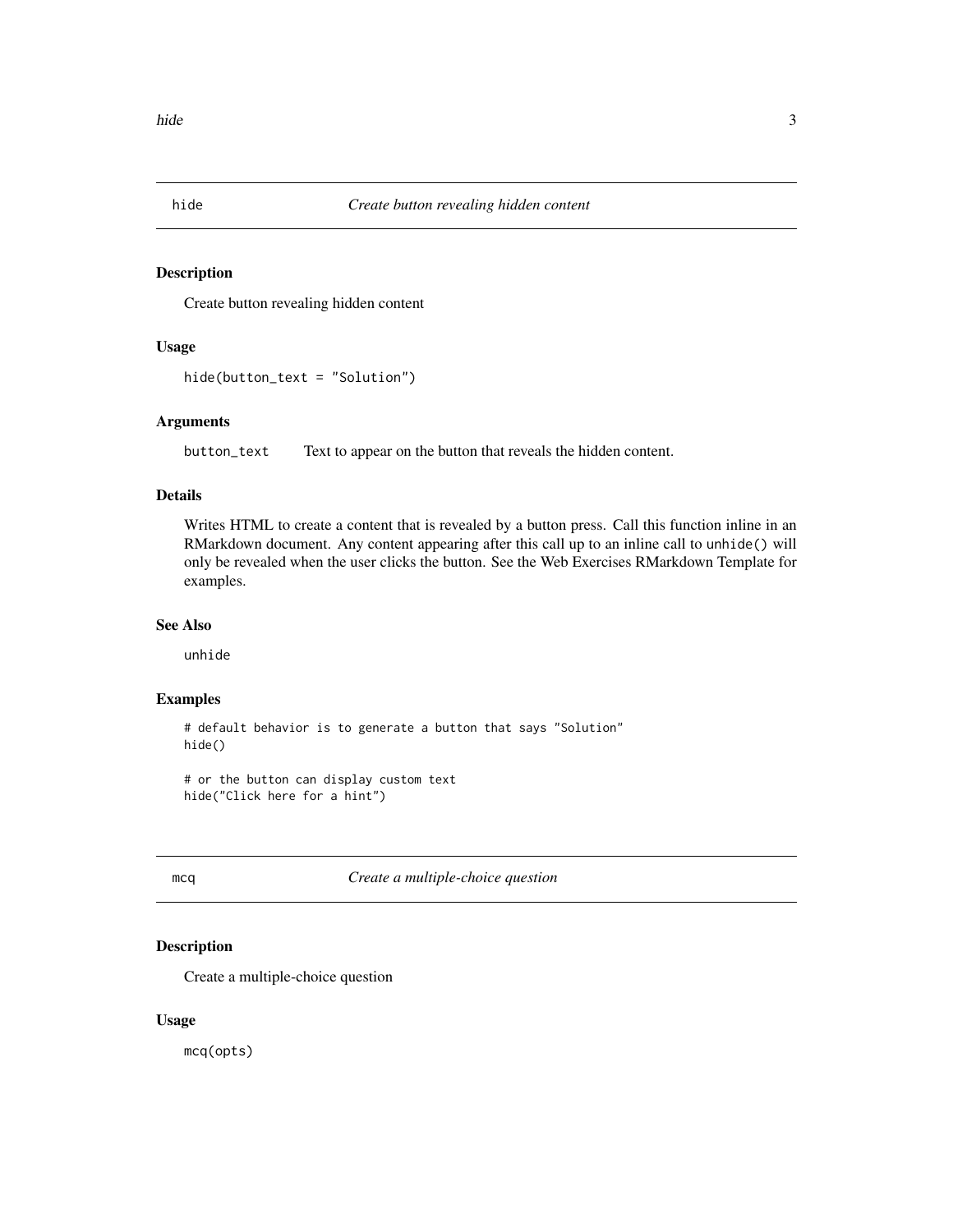## hide — *Create button revealing hidden content*

### Description

Create button revealing hidden content

### Usage

```
hide(button_text = "Solution")
```

### Arguments

| | |
|---|---|
| button_text | Text to appear on the button that reveals the hidden content. |

### Details

Writes HTML to create a content that is revealed by a button press. Call this function inline in an RMarkdown document. Any content appearing after this call up to an inline call to `unhide()` will only be revealed when the user clicks the button. See the Web Exercises RMarkdown Template for examples.

### See Also

unhide

### Examples

```
# default behavior is to generate a button that says "Solution"
hide()

# or the button can display custom text
hide("Click here for a hint")
```

## mcq — *Create a multiple-choice question*

### Description

Create a multiple-choice question

### Usage

```
mcq(opts)
```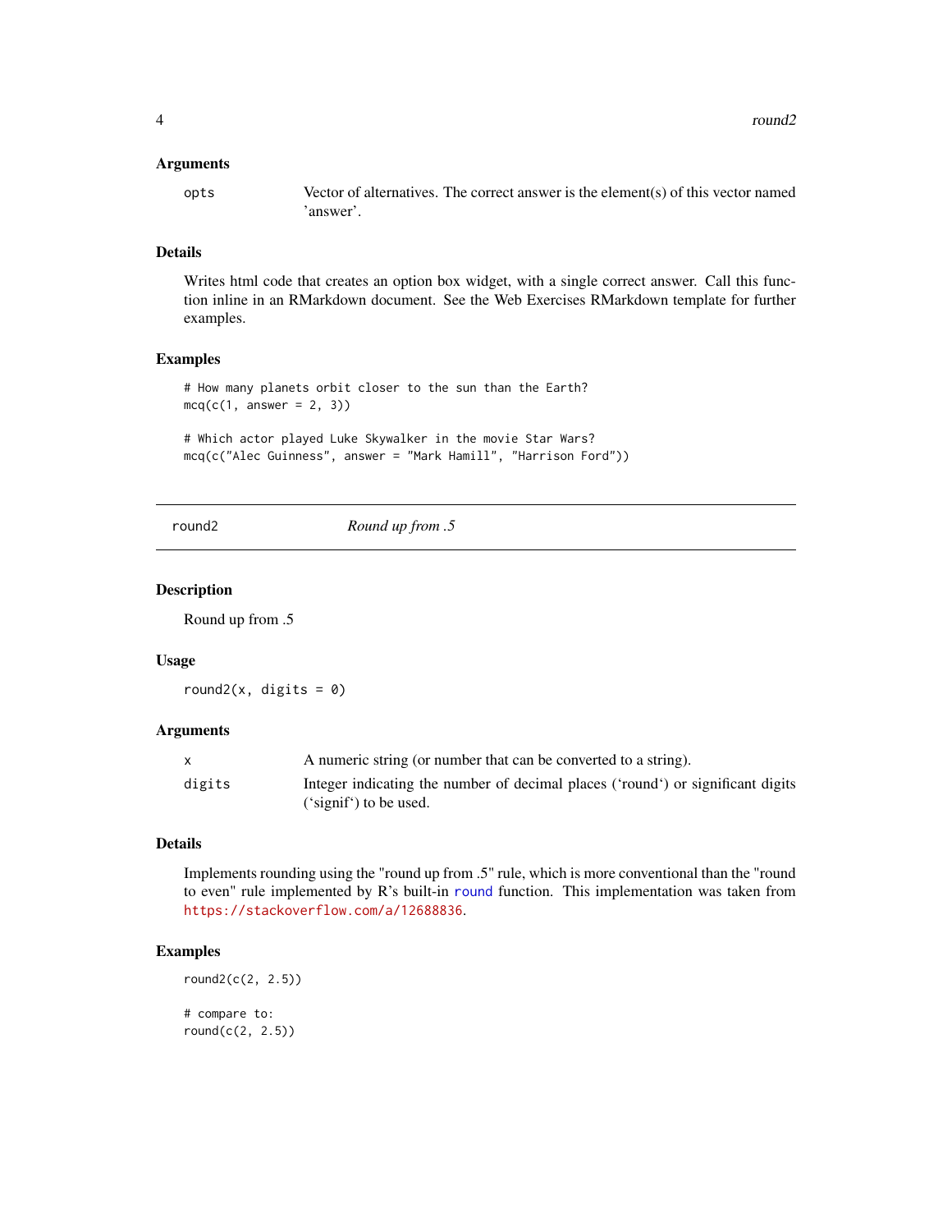### Arguments

| | |
|---|---|
| `opts` | Vector of alternatives. The correct answer is the element(s) of this vector named 'answer'. |

### Details

Writes html code that creates an option box widget, with a single correct answer. Call this function inline in an RMarkdown document. See the Web Exercises RMarkdown template for further examples.

### Examples

```
# How many planets orbit closer to the sun than the Earth?
mcq(c(1, answer = 2, 3))

# Which actor played Luke Skywalker in the movie Star Wars?
mcq(c("Alec Guinness", answer = "Mark Hamill", "Harrison Ford"))
```

---

## round2 — *Round up from .5*

---

### Description

Round up from .5

### Usage

```
round2(x, digits = 0)
```

### Arguments

| | |
|---|---|
| `x` | A numeric string (or number that can be converted to a string). |
| `digits` | Integer indicating the number of decimal places ('round') or significant digits ('signif') to be used. |

### Details

Implements rounding using the "round up from .5" rule, which is more conventional than the "round to even" rule implemented by R's built-in `round` function. This implementation was taken from https://stackoverflow.com/a/12688836.

### Examples

```
round2(c(2, 2.5))

# compare to:
round(c(2, 2.5))
```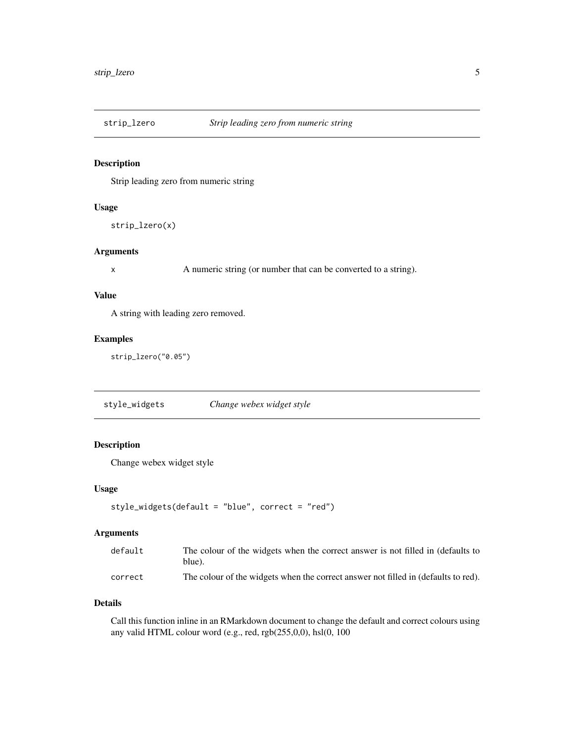## strip_lzero *Strip leading zero from numeric string*

### Description

Strip leading zero from numeric string

### Usage

```
strip_lzero(x)
```

### Arguments

| | |
|---|---|
| x | A numeric string (or number that can be converted to a string). |

### Value

A string with leading zero removed.

### Examples

```
strip_lzero("0.05")
```

## style_widgets *Change webex widget style*

### Description

Change webex widget style

### Usage

```
style_widgets(default = "blue", correct = "red")
```

### Arguments

| | |
|---|---|
| default | The colour of the widgets when the correct answer is not filled in (defaults to blue). |
| correct | The colour of the widgets when the correct answer not filled in (defaults to red). |

### Details

Call this function inline in an RMarkdown document to change the default and correct colours using any valid HTML colour word (e.g., red, rgb(255,0,0), hsl(0, 100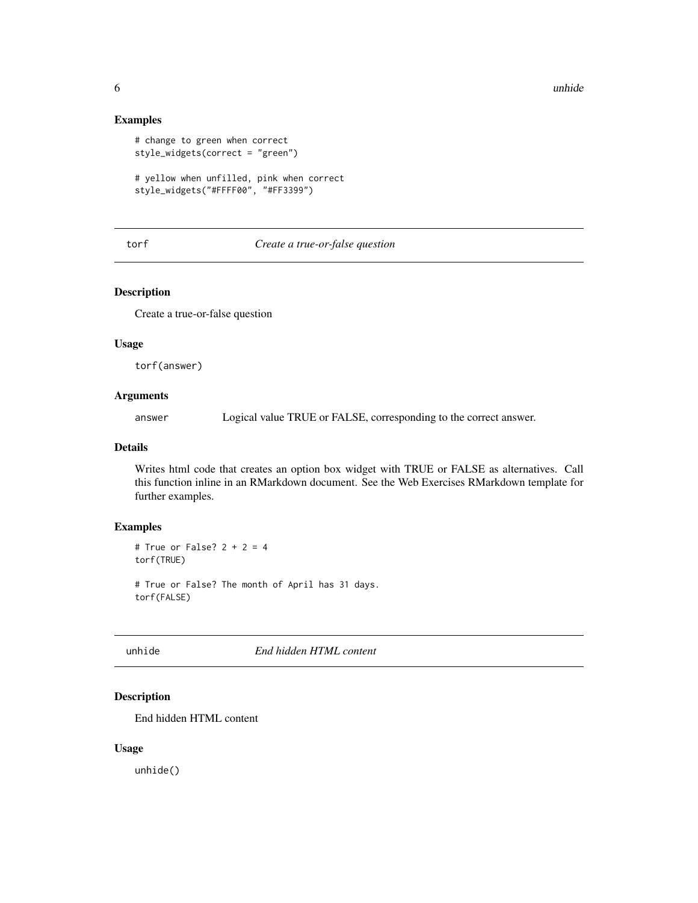### Examples

```
# change to green when correct
style_widgets(correct = "green")

# yellow when unfilled, pink when correct
style_widgets("#FFFF00", "#FF3399")
```

---

## torf — *Create a true-or-false question*

### Description

Create a true-or-false question

### Usage

```
torf(answer)
```

### Arguments

| | |
|---|---|
| answer | Logical value TRUE or FALSE, corresponding to the correct answer. |

### Details

Writes html code that creates an option box widget with TRUE or FALSE as alternatives. Call this function inline in an RMarkdown document. See the Web Exercises RMarkdown template for further examples.

### Examples

```
# True or False? 2 + 2 = 4
torf(TRUE)

# True or False? The month of April has 31 days.
torf(FALSE)
```

---

## unhide — *End hidden HTML content*

### Description

End hidden HTML content

### Usage

```
unhide()
```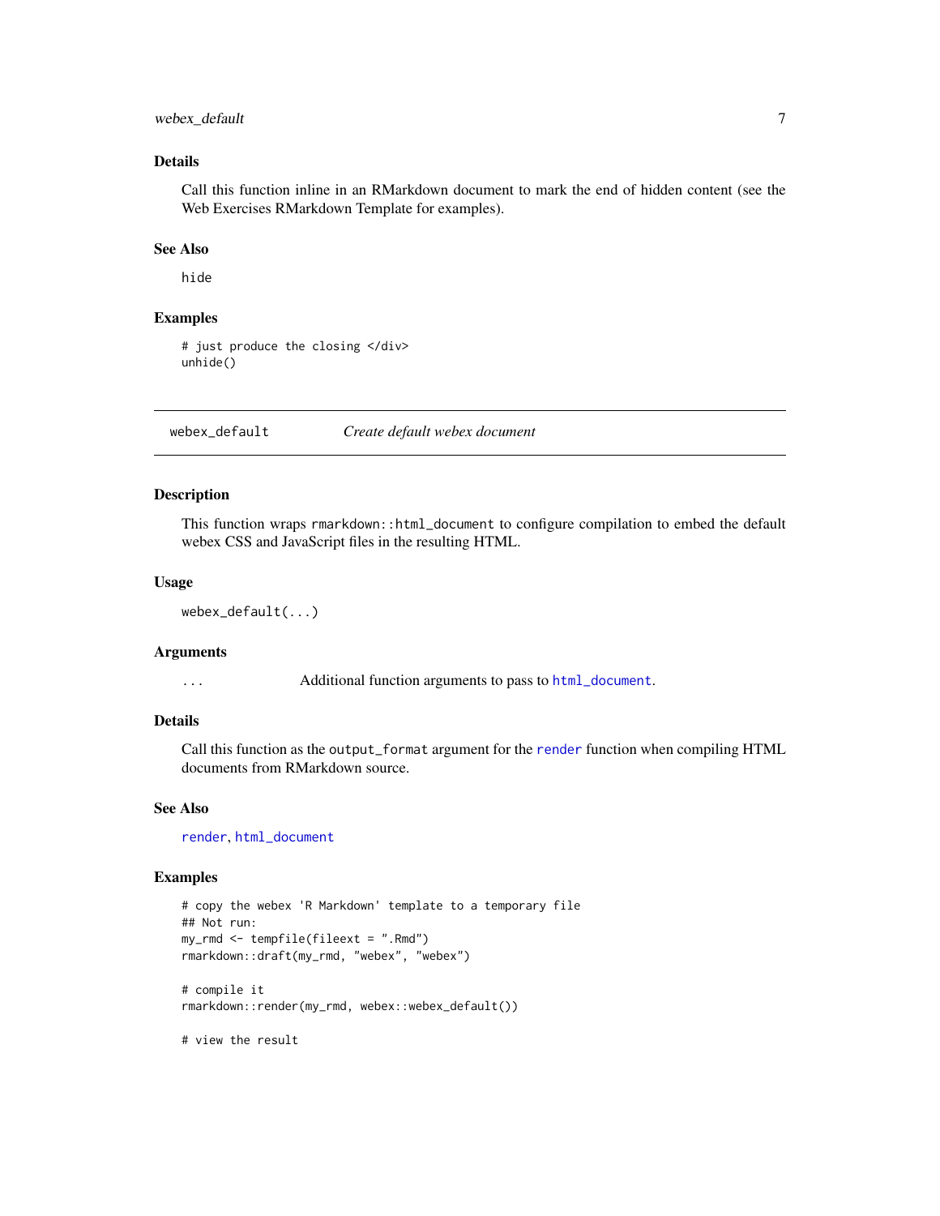### Details

Call this function inline in an RMarkdown document to mark the end of hidden content (see the Web Exercises RMarkdown Template for examples).

### See Also

hide

### Examples

```
# just produce the closing </div>
unhide()
```

---

## webex_default &nbsp;&nbsp;&nbsp;&nbsp; *Create default webex document*

---

### Description

This function wraps `rmarkdown::html_document` to configure compilation to embed the default webex CSS and JavaScript files in the resulting HTML.

### Usage

```
webex_default(...)
```

### Arguments

| | |
|---|---|
| `...` | Additional function arguments to pass to `html_document`. |

### Details

Call this function as the `output_format` argument for the `render` function when compiling HTML documents from RMarkdown source.

### See Also

`render`, `html_document`

### Examples

```
# copy the webex 'R Markdown' template to a temporary file
## Not run:
my_rmd <- tempfile(fileext = ".Rmd")
rmarkdown::draft(my_rmd, "webex", "webex")

# compile it
rmarkdown::render(my_rmd, webex::webex_default())

# view the result
```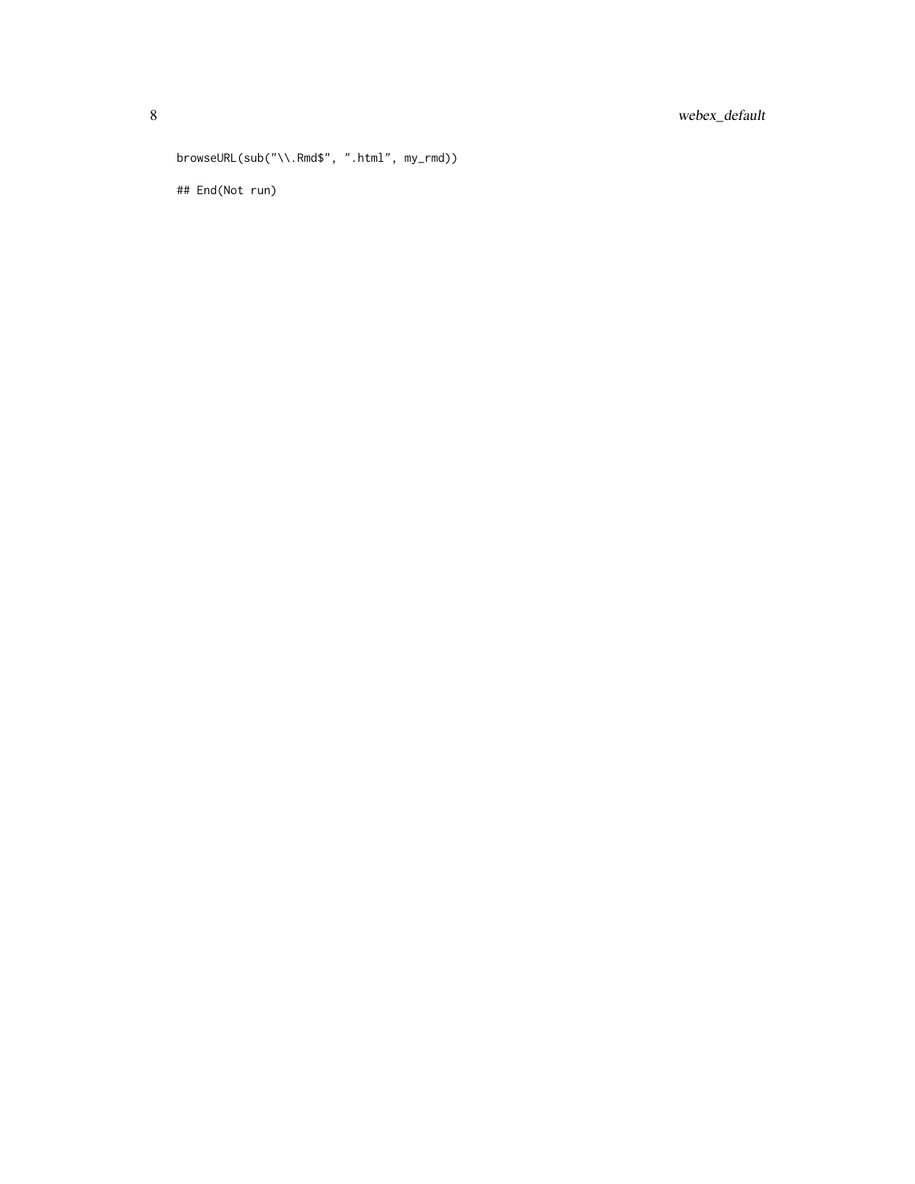```
browseURL(sub("\\.Rmd$", ".html", my_rmd))

## End(Not run)
```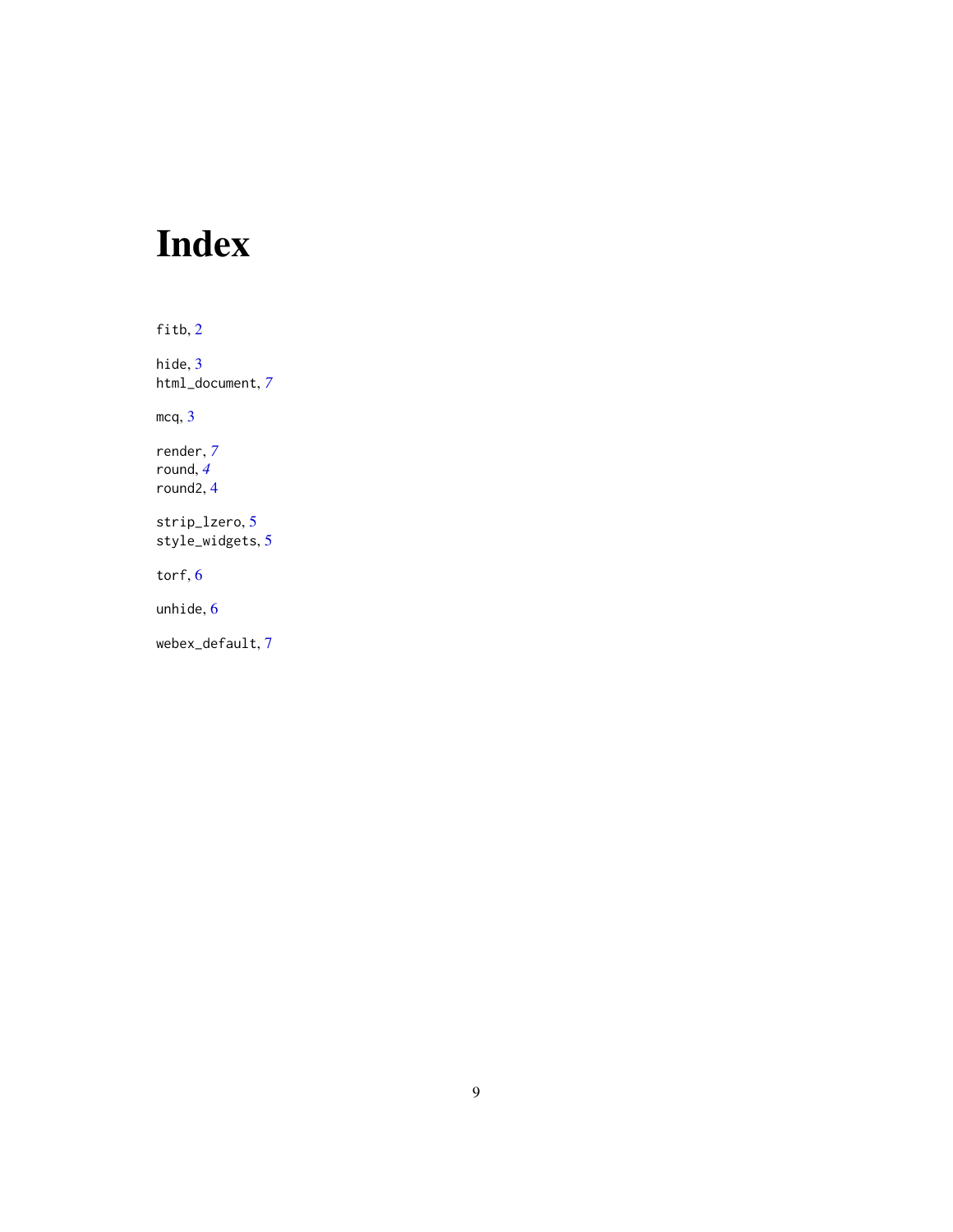# Index

fitb, 2

hide, 3
html_document, *7*

mcq, 3

render, *7*
round, *4*
round2, 4

strip_lzero, 5
style_widgets, 5

torf, 6

unhide, 6

webex_default, 7